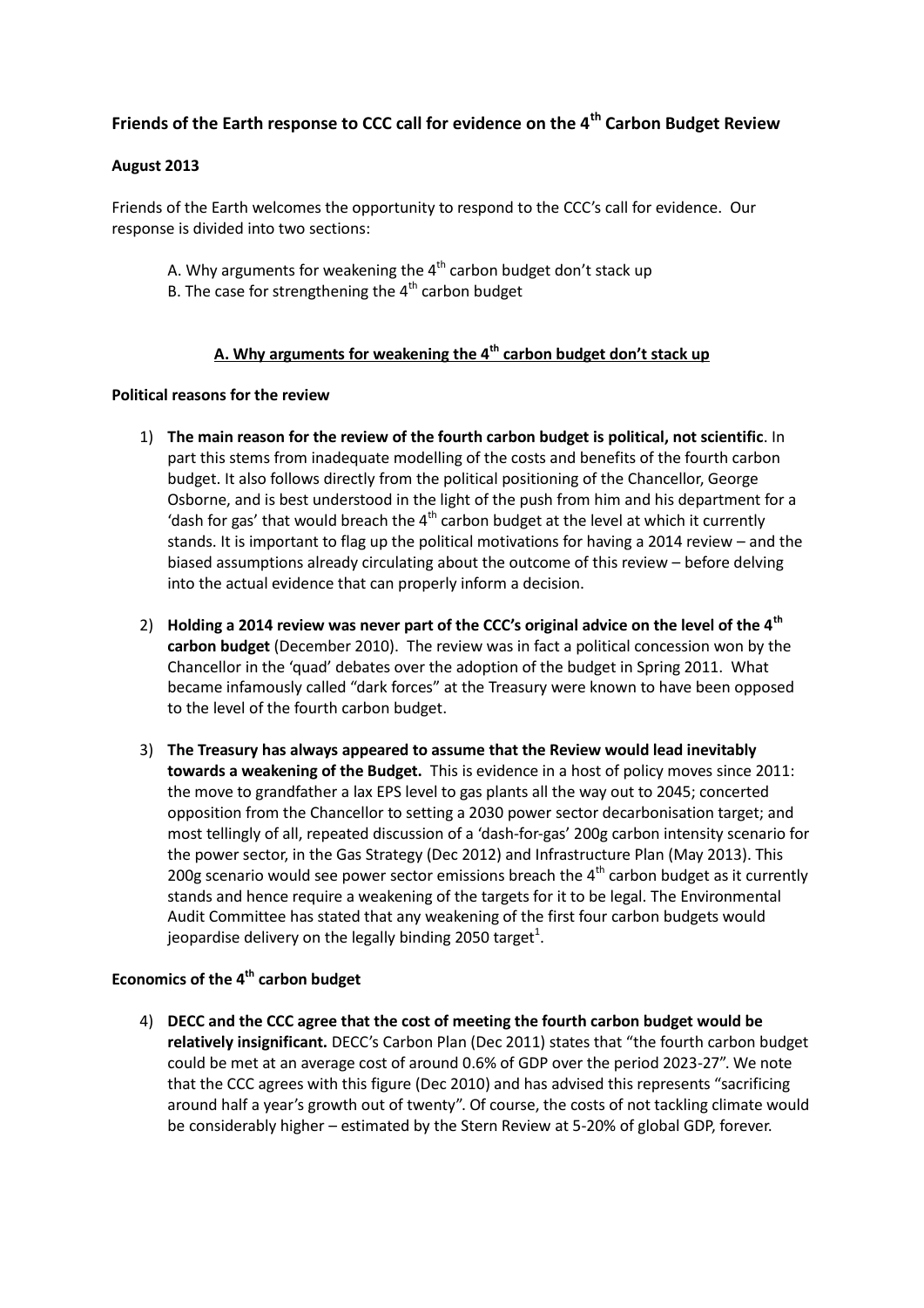# Friends of the Earth response to CCC call for evidence on the 4th Carbon Budget Review

**August 2013**

Friends of the Earth welcomes the opportunity to respond to the CCC's call for evidence. Our response is divided into two sections:

A. Why arguments for weakening the 4th carbon budget don't stack up
B. The case for strengthening the 4th carbon budget

## A. Why arguments for weakening the 4th carbon budget don't stack up

### Political reasons for the review

1) **The main reason for the review of the fourth carbon budget is political, not scientific**. In part this stems from inadequate modelling of the costs and benefits of the fourth carbon budget. It also follows directly from the political positioning of the Chancellor, George Osborne, and is best understood in the light of the push from him and his department for a 'dash for gas' that would breach the 4th carbon budget at the level at which it currently stands. It is important to flag up the political motivations for having a 2014 review – and the biased assumptions already circulating about the outcome of this review – before delving into the actual evidence that can properly inform a decision.

2) **Holding a 2014 review was never part of the CCC's original advice on the level of the 4th carbon budget** (December 2010). The review was in fact a political concession won by the Chancellor in the 'quad' debates over the adoption of the budget in Spring 2011. What became infamously called "dark forces" at the Treasury were known to have been opposed to the level of the fourth carbon budget.

3) **The Treasury has always appeared to assume that the Review would lead inevitably towards a weakening of the Budget.** This is evidence in a host of policy moves since 2011: the move to grandfather a lax EPS level to gas plants all the way out to 2045; concerted opposition from the Chancellor to setting a 2030 power sector decarbonisation target; and most tellingly of all, repeated discussion of a 'dash-for-gas' 200g carbon intensity scenario for the power sector, in the Gas Strategy (Dec 2012) and Infrastructure Plan (May 2013). This 200g scenario would see power sector emissions breach the 4th carbon budget as it currently stands and hence require a weakening of the targets for it to be legal. The Environmental Audit Committee has stated that any weakening of the first four carbon budgets would jeopardise delivery on the legally binding 2050 target[1].

### Economics of the 4th carbon budget

4) **DECC and the CCC agree that the cost of meeting the fourth carbon budget would be relatively insignificant.** DECC's Carbon Plan (Dec 2011) states that "the fourth carbon budget could be met at an average cost of around 0.6% of GDP over the period 2023-27". We note that the CCC agrees with this figure (Dec 2010) and has advised this represents "sacrificing around half a year's growth out of twenty". Of course, the costs of not tackling climate would be considerably higher – estimated by the Stern Review at 5-20% of global GDP, forever.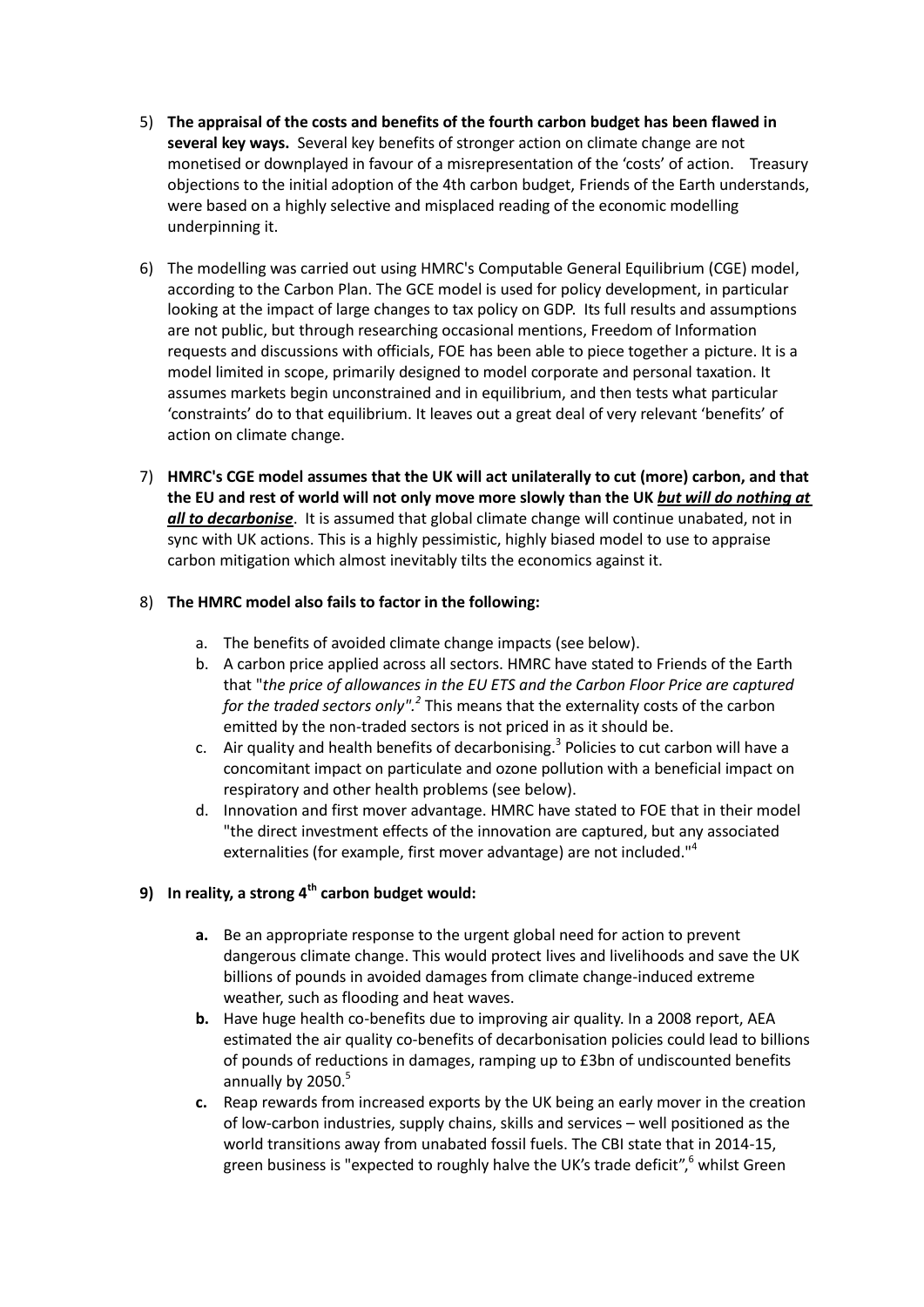5) **The appraisal of the costs and benefits of the fourth carbon budget has been flawed in several key ways.** Several key benefits of stronger action on climate change are not monetised or downplayed in favour of a misrepresentation of the 'costs' of action. Treasury objections to the initial adoption of the 4th carbon budget, Friends of the Earth understands, were based on a highly selective and misplaced reading of the economic modelling underpinning it.

6) The modelling was carried out using HMRC's Computable General Equilibrium (CGE) model, according to the Carbon Plan. The GCE model is used for policy development, in particular looking at the impact of large changes to tax policy on GDP. Its full results and assumptions are not public, but through researching occasional mentions, Freedom of Information requests and discussions with officials, FOE has been able to piece together a picture. It is a model limited in scope, primarily designed to model corporate and personal taxation. It assumes markets begin unconstrained and in equilibrium, and then tests what particular 'constraints' do to that equilibrium. It leaves out a great deal of very relevant 'benefits' of action on climate change.

7) **HMRC's CGE model assumes that the UK will act unilaterally to cut (more) carbon, and that the EU and rest of world will not only move more slowly than the UK *but will do nothing at all to decarbonise*.** It is assumed that global climate change will continue unabated, not in sync with UK actions. This is a highly pessimistic, highly biased model to use to appraise carbon mitigation which almost inevitably tilts the economics against it.

8) **The HMRC model also fails to factor in the following:**

   a. The benefits of avoided climate change impacts (see below).
   b. A carbon price applied across all sectors. HMRC have stated to Friends of the Earth that "*the price of allowances in the EU ETS and the Carbon Floor Price are captured for the traded sectors only".*[2] This means that the externality costs of the carbon emitted by the non-traded sectors is not priced in as it should be.
   c. Air quality and health benefits of decarbonising.[3] Policies to cut carbon will have a concomitant impact on particulate and ozone pollution with a beneficial impact on respiratory and other health problems (see below).
   d. Innovation and first mover advantage. HMRC have stated to FOE that in their model "the direct investment effects of the innovation are captured, but any associated externalities (for example, first mover advantage) are not included."[4]

9) **In reality, a strong 4th carbon budget would:**

   **a.** Be an appropriate response to the urgent global need for action to prevent dangerous climate change. This would protect lives and livelihoods and save the UK billions of pounds in avoided damages from climate change-induced extreme weather, such as flooding and heat waves.
   **b.** Have huge health co-benefits due to improving air quality. In a 2008 report, AEA estimated the air quality co-benefits of decarbonisation policies could lead to billions of pounds of reductions in damages, ramping up to £3bn of undiscounted benefits annually by 2050.[5]
   **c.** Reap rewards from increased exports by the UK being an early mover in the creation of low-carbon industries, supply chains, skills and services – well positioned as the world transitions away from unabated fossil fuels. The CBI state that in 2014-15, green business is "expected to roughly halve the UK's trade deficit",[6] whilst Green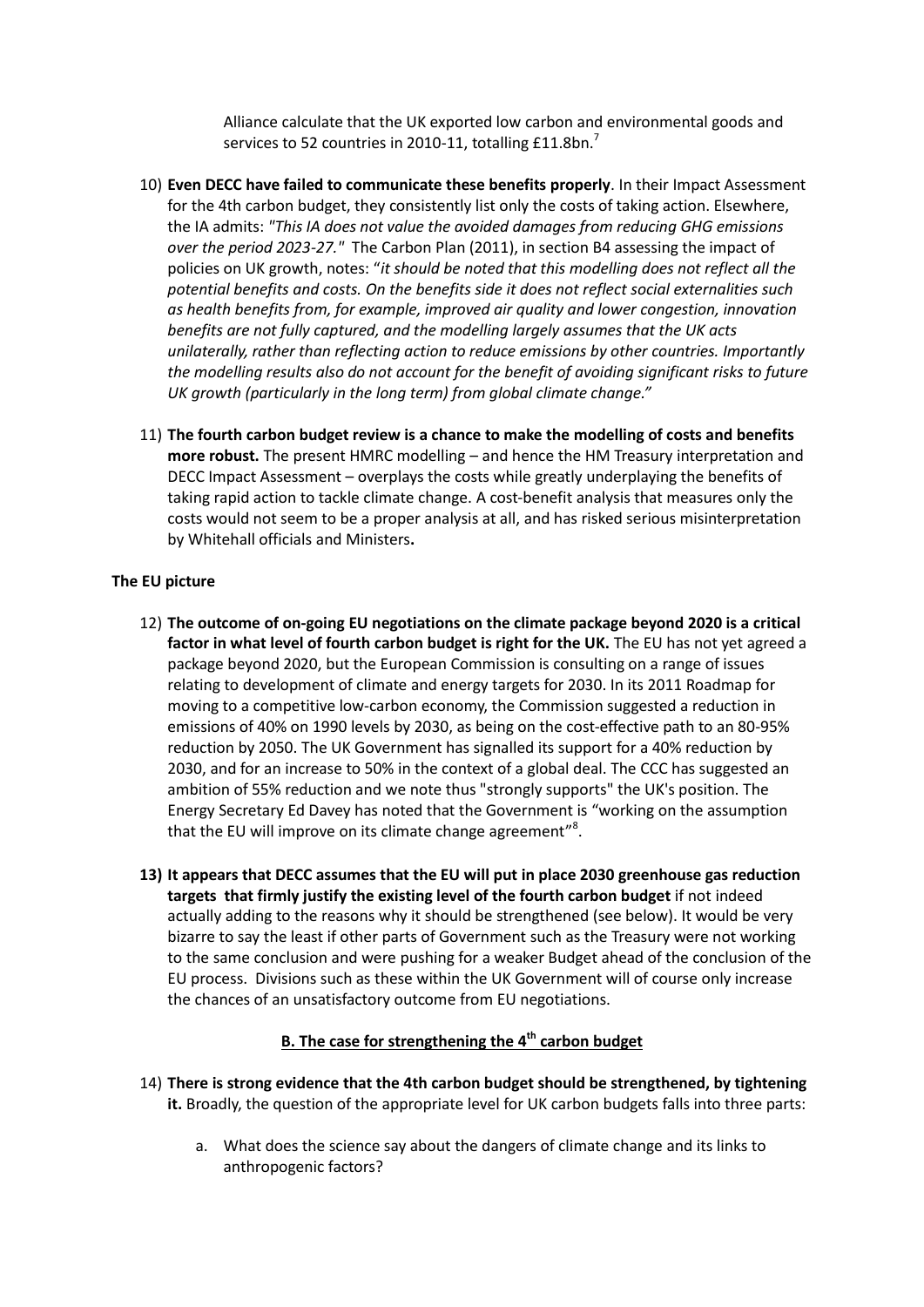Alliance calculate that the UK exported low carbon and environmental goods and services to 52 countries in 2010-11, totalling £11.8bn.[7]

10) **Even DECC have failed to communicate these benefits properly**. In their Impact Assessment for the 4th carbon budget, they consistently list only the costs of taking action. Elsewhere, the IA admits: *"This IA does not value the avoided damages from reducing GHG emissions over the period 2023-27."* The Carbon Plan (2011), in section B4 assessing the impact of policies on UK growth, notes: "*it should be noted that this modelling does not reflect all the potential benefits and costs. On the benefits side it does not reflect social externalities such as health benefits from, for example, improved air quality and lower congestion, innovation benefits are not fully captured, and the modelling largely assumes that the UK acts unilaterally, rather than reflecting action to reduce emissions by other countries. Importantly the modelling results also do not account for the benefit of avoiding significant risks to future UK growth (particularly in the long term) from global climate change."*

11) **The fourth carbon budget review is a chance to make the modelling of costs and benefits more robust.** The present HMRC modelling – and hence the HM Treasury interpretation and DECC Impact Assessment – overplays the costs while greatly underplaying the benefits of taking rapid action to tackle climate change. A cost-benefit analysis that measures only the costs would not seem to be a proper analysis at all, and has risked serious misinterpretation by Whitehall officials and Ministers**.**

**The EU picture**

12) **The outcome of on-going EU negotiations on the climate package beyond 2020 is a critical factor in what level of fourth carbon budget is right for the UK.** The EU has not yet agreed a package beyond 2020, but the European Commission is consulting on a range of issues relating to development of climate and energy targets for 2030. In its 2011 Roadmap for moving to a competitive low-carbon economy, the Commission suggested a reduction in emissions of 40% on 1990 levels by 2030, as being on the cost-effective path to an 80-95% reduction by 2050. The UK Government has signalled its support for a 40% reduction by 2030, and for an increase to 50% in the context of a global deal. The CCC has suggested an ambition of 55% reduction and we note thus "strongly supports" the UK's position. The Energy Secretary Ed Davey has noted that the Government is "working on the assumption that the EU will improve on its climate change agreement"[8].

13) **It appears that DECC assumes that the EU will put in place 2030 greenhouse gas reduction targets that firmly justify the existing level of the fourth carbon budget** if not indeed actually adding to the reasons why it should be strengthened (see below). It would be very bizarre to say the least if other parts of Government such as the Treasury were not working to the same conclusion and were pushing for a weaker Budget ahead of the conclusion of the EU process. Divisions such as these within the UK Government will of course only increase the chances of an unsatisfactory outcome from EU negotiations.

## B. The case for strengthening the 4th carbon budget

14) **There is strong evidence that the 4th carbon budget should be strengthened, by tightening it.** Broadly, the question of the appropriate level for UK carbon budgets falls into three parts:

    a. What does the science say about the dangers of climate change and its links to anthropogenic factors?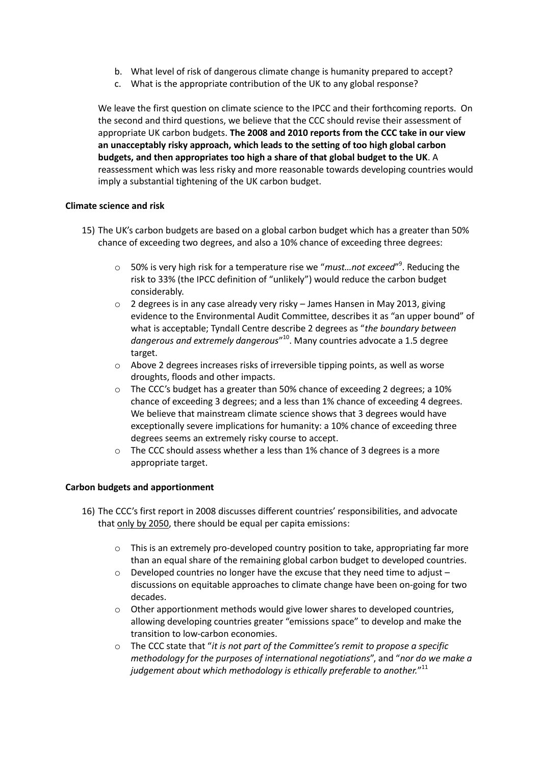b. What level of risk of dangerous climate change is humanity prepared to accept?
c. What is the appropriate contribution of the UK to any global response?

We leave the first question on climate science to the IPCC and their forthcoming reports. On the second and third questions, we believe that the CCC should revise their assessment of appropriate UK carbon budgets. **The 2008 and 2010 reports from the CCC take in our view an unacceptably risky approach, which leads to the setting of too high global carbon budgets, and then appropriates too high a share of that global budget to the UK**. A reassessment which was less risky and more reasonable towards developing countries would imply a substantial tightening of the UK carbon budget.

**Climate science and risk**

15) The UK's carbon budgets are based on a global carbon budget which has a greater than 50% chance of exceeding two degrees, and also a 10% chance of exceeding three degrees:

- 50% is very high risk for a temperature rise we "*must…not exceed*"[9]. Reducing the risk to 33% (the IPCC definition of "unlikely") would reduce the carbon budget considerably.
- 2 degrees is in any case already very risky – James Hansen in May 2013, giving evidence to the Environmental Audit Committee, describes it as "an upper bound" of what is acceptable; Tyndall Centre describe 2 degrees as "*the boundary between dangerous and extremely dangerous*"[10]. Many countries advocate a 1.5 degree target.
- Above 2 degrees increases risks of irreversible tipping points, as well as worse droughts, floods and other impacts.
- The CCC's budget has a greater than 50% chance of exceeding 2 degrees; a 10% chance of exceeding 3 degrees; and a less than 1% chance of exceeding 4 degrees. We believe that mainstream climate science shows that 3 degrees would have exceptionally severe implications for humanity: a 10% chance of exceeding three degrees seems an extremely risky course to accept.
- The CCC should assess whether a less than 1% chance of 3 degrees is a more appropriate target.

**Carbon budgets and apportionment**

16) The CCC's first report in 2008 discusses different countries' responsibilities, and advocate that only by 2050, there should be equal per capita emissions:

- This is an extremely pro-developed country position to take, appropriating far more than an equal share of the remaining global carbon budget to developed countries.
- Developed countries no longer have the excuse that they need time to adjust – discussions on equitable approaches to climate change have been on-going for two decades.
- Other apportionment methods would give lower shares to developed countries, allowing developing countries greater "emissions space" to develop and make the transition to low-carbon economies.
- The CCC state that "*it is not part of the Committee's remit to propose a specific methodology for the purposes of international negotiations*", and "*nor do we make a judgement about which methodology is ethically preferable to another.*"[11]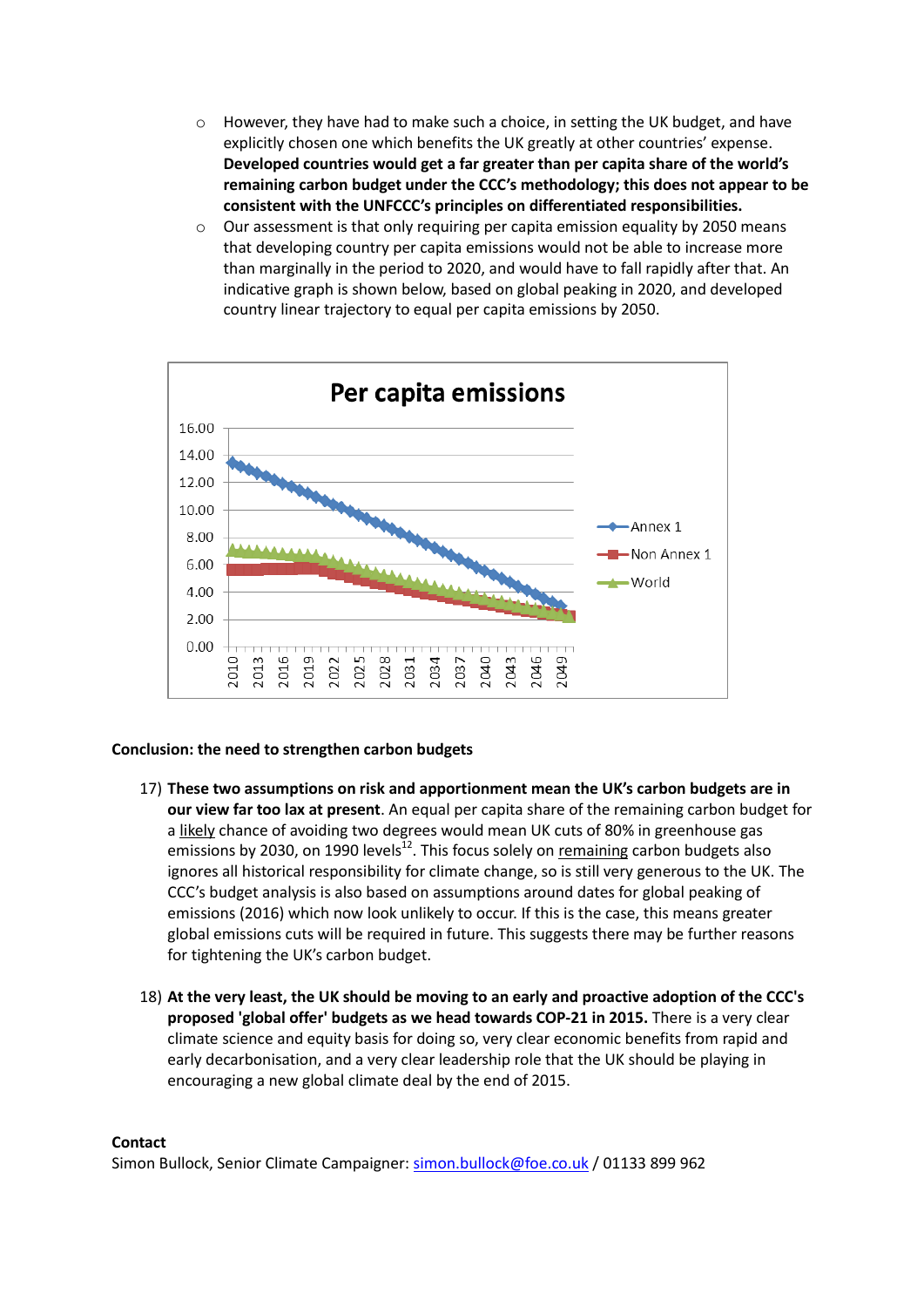- However, they have had to make such a choice, in setting the UK budget, and have explicitly chosen one which benefits the UK greatly at other countries' expense. **Developed countries would get a far greater than per capita share of the world's remaining carbon budget under the CCC's methodology; this does not appear to be consistent with the UNFCCC's principles on differentiated responsibilities.**
- Our assessment is that only requiring per capita emission equality by 2050 means that developing country per capita emissions would not be able to increase more than marginally in the period to 2020, and would have to fall rapidly after that. An indicative graph is shown below, based on global peaking in 2020, and developed country linear trajectory to equal per capita emissions by 2050.

Per capita emissions

16.00
14.00
12.00
10.00
8.00
6.00
4.00
2.00
0.00

2010 2013 2016 2019 2022 2025 2028 2031 2034 2037 2040 2043 2046 2049

Annex 1
Non Annex 1
World

**Conclusion: the need to strengthen carbon budgets**

17) **These two assumptions on risk and apportionment mean the UK's carbon budgets are in our view far too lax at present**. An equal per capita share of the remaining carbon budget for a likely chance of avoiding two degrees would mean UK cuts of 80% in greenhouse gas emissions by 2030, on 1990 levels[12]. This focus solely on remaining carbon budgets also ignores all historical responsibility for climate change, so is still very generous to the UK. The CCC's budget analysis is also based on assumptions around dates for global peaking of emissions (2016) which now look unlikely to occur. If this is the case, this means greater global emissions cuts will be required in future. This suggests there may be further reasons for tightening the UK's carbon budget.

18) **At the very least, the UK should be moving to an early and proactive adoption of the CCC's proposed 'global offer' budgets as we head towards COP-21 in 2015.** There is a very clear climate science and equity basis for doing so, very clear economic benefits from rapid and early decarbonisation, and a very clear leadership role that the UK should be playing in encouraging a new global climate deal by the end of 2015.

**Contact**

Simon Bullock, Senior Climate Campaigner: simon.bullock@foe.co.uk / 01133 899 962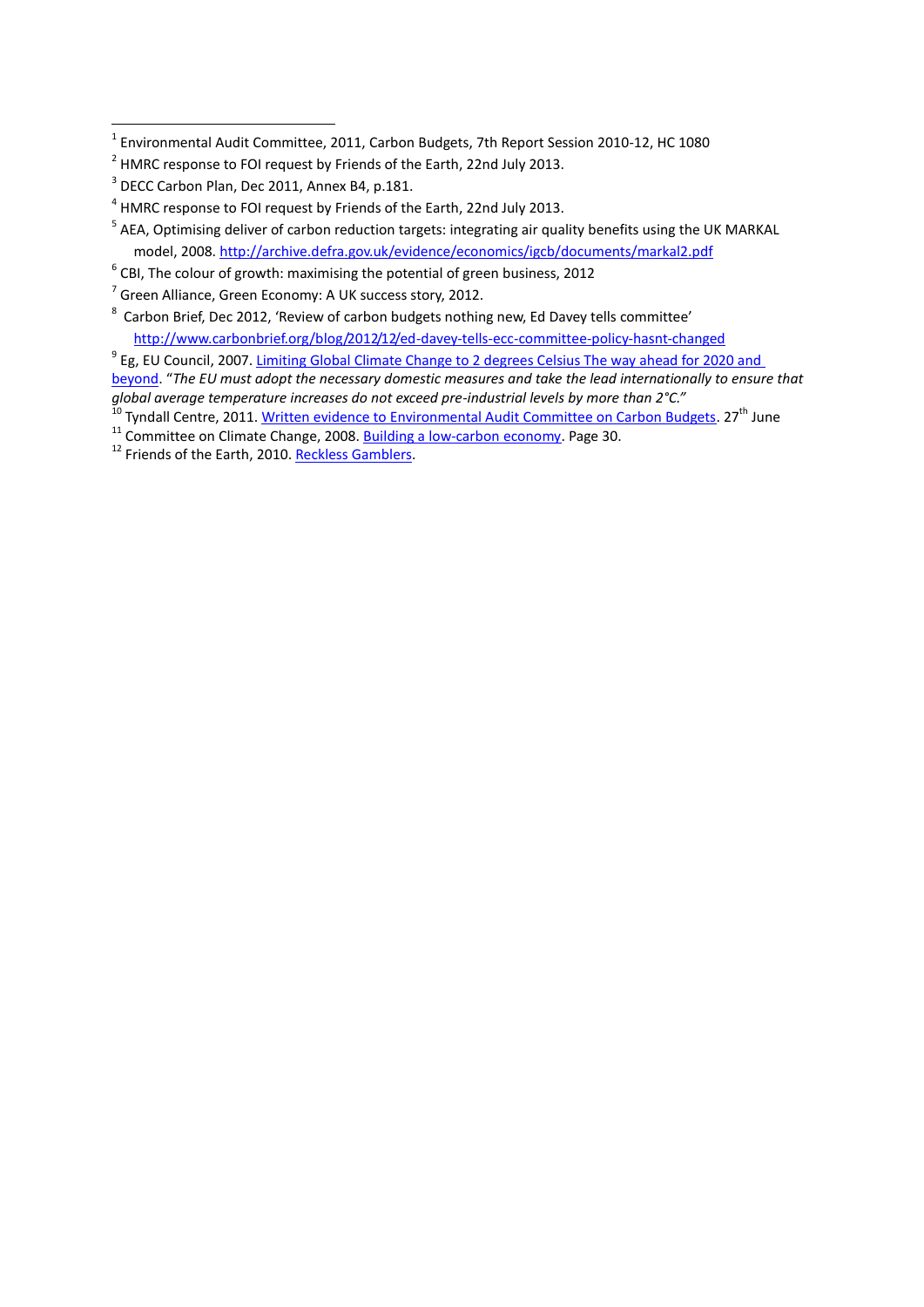[1] Environmental Audit Committee, 2011, Carbon Budgets, 7th Report Session 2010-12, HC 1080

[2] HMRC response to FOI request by Friends of the Earth, 22nd July 2013.

[3] DECC Carbon Plan, Dec 2011, Annex B4, p.181.

[4] HMRC response to FOI request by Friends of the Earth, 22nd July 2013.

[5] AEA, Optimising deliver of carbon reduction targets: integrating air quality benefits using the UK MARKAL model, 2008. http://archive.defra.gov.uk/evidence/economics/igcb/documents/markal2.pdf

[6] CBI, The colour of growth: maximising the potential of green business, 2012

[7] Green Alliance, Green Economy: A UK success story, 2012.

[8] Carbon Brief, Dec 2012, 'Review of carbon budgets nothing new, Ed Davey tells committee' http://www.carbonbrief.org/blog/2012/12/ed-davey-tells-ecc-committee-policy-hasnt-changed

[9] Eg, EU Council, 2007. Limiting Global Climate Change to 2 degrees Celsius The way ahead for 2020 and beyond. "*The EU must adopt the necessary domestic measures and take the lead internationally to ensure that global average temperature increases do not exceed pre-industrial levels by more than 2°C.*"

[10] Tyndall Centre, 2011. Written evidence to Environmental Audit Committee on Carbon Budgets. 27th June

[11] Committee on Climate Change, 2008. Building a low-carbon economy. Page 30.

[12] Friends of the Earth, 2010. Reckless Gamblers.